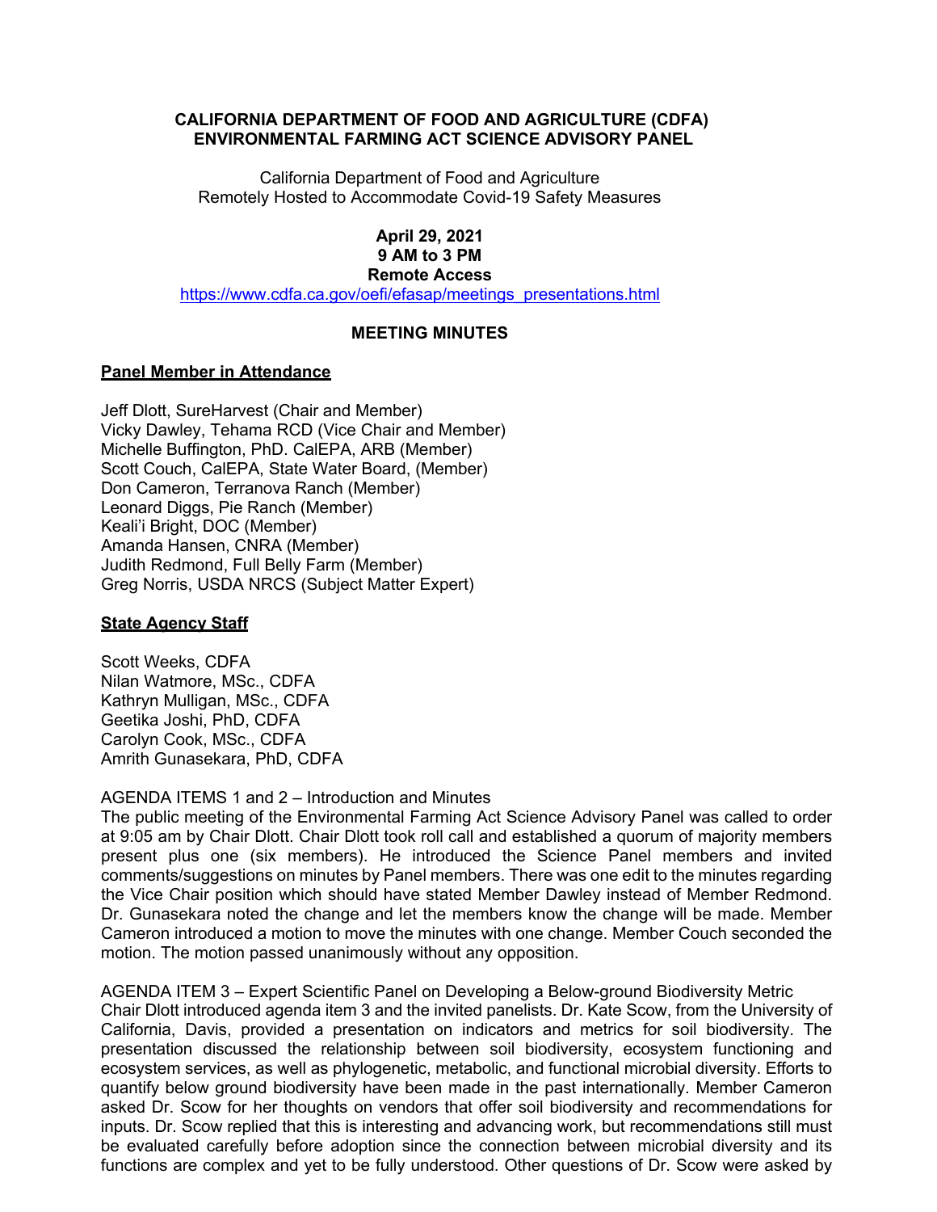**CALIFORNIA DEPARTMENT OF FOOD AND AGRICULTURE (CDFA)**
**ENVIRONMENTAL FARMING ACT SCIENCE ADVISORY PANEL**

California Department of Food and Agriculture
Remotely Hosted to Accommodate Covid-19 Safety Measures

**April 29, 2021**
**9 AM to 3 PM**
**Remote Access**
https://www.cdfa.ca.gov/oefi/efasap/meetings_presentations.html

**MEETING MINUTES**

**Panel Member in Attendance**

Jeff Dlott, SureHarvest (Chair and Member)
Vicky Dawley, Tehama RCD (Vice Chair and Member)
Michelle Buffington, PhD. CalEPA, ARB (Member)
Scott Couch, CalEPA, State Water Board, (Member)
Don Cameron, Terranova Ranch (Member)
Leonard Diggs, Pie Ranch (Member)
Keali'i Bright, DOC (Member)
Amanda Hansen, CNRA (Member)
Judith Redmond, Full Belly Farm (Member)
Greg Norris, USDA NRCS (Subject Matter Expert)

**State Agency Staff**

Scott Weeks, CDFA
Nilan Watmore, MSc., CDFA
Kathryn Mulligan, MSc., CDFA
Geetika Joshi, PhD, CDFA
Carolyn Cook, MSc., CDFA
Amrith Gunasekara, PhD, CDFA

AGENDA ITEMS 1 and 2 – Introduction and Minutes

The public meeting of the Environmental Farming Act Science Advisory Panel was called to order at 9:05 am by Chair Dlott. Chair Dlott took roll call and established a quorum of majority members present plus one (six members). He introduced the Science Panel members and invited comments/suggestions on minutes by Panel members. There was one edit to the minutes regarding the Vice Chair position which should have stated Member Dawley instead of Member Redmond. Dr. Gunasekara noted the change and let the members know the change will be made. Member Cameron introduced a motion to move the minutes with one change. Member Couch seconded the motion. The motion passed unanimously without any opposition.

AGENDA ITEM 3 – Expert Scientific Panel on Developing a Below-ground Biodiversity Metric

Chair Dlott introduced agenda item 3 and the invited panelists. Dr. Kate Scow, from the University of California, Davis, provided a presentation on indicators and metrics for soil biodiversity. The presentation discussed the relationship between soil biodiversity, ecosystem functioning and ecosystem services, as well as phylogenetic, metabolic, and functional microbial diversity. Efforts to quantify below ground biodiversity have been made in the past internationally. Member Cameron asked Dr. Scow for her thoughts on vendors that offer soil biodiversity and recommendations for inputs. Dr. Scow replied that this is interesting and advancing work, but recommendations still must be evaluated carefully before adoption since the connection between microbial diversity and its functions are complex and yet to be fully understood. Other questions of Dr. Scow were asked by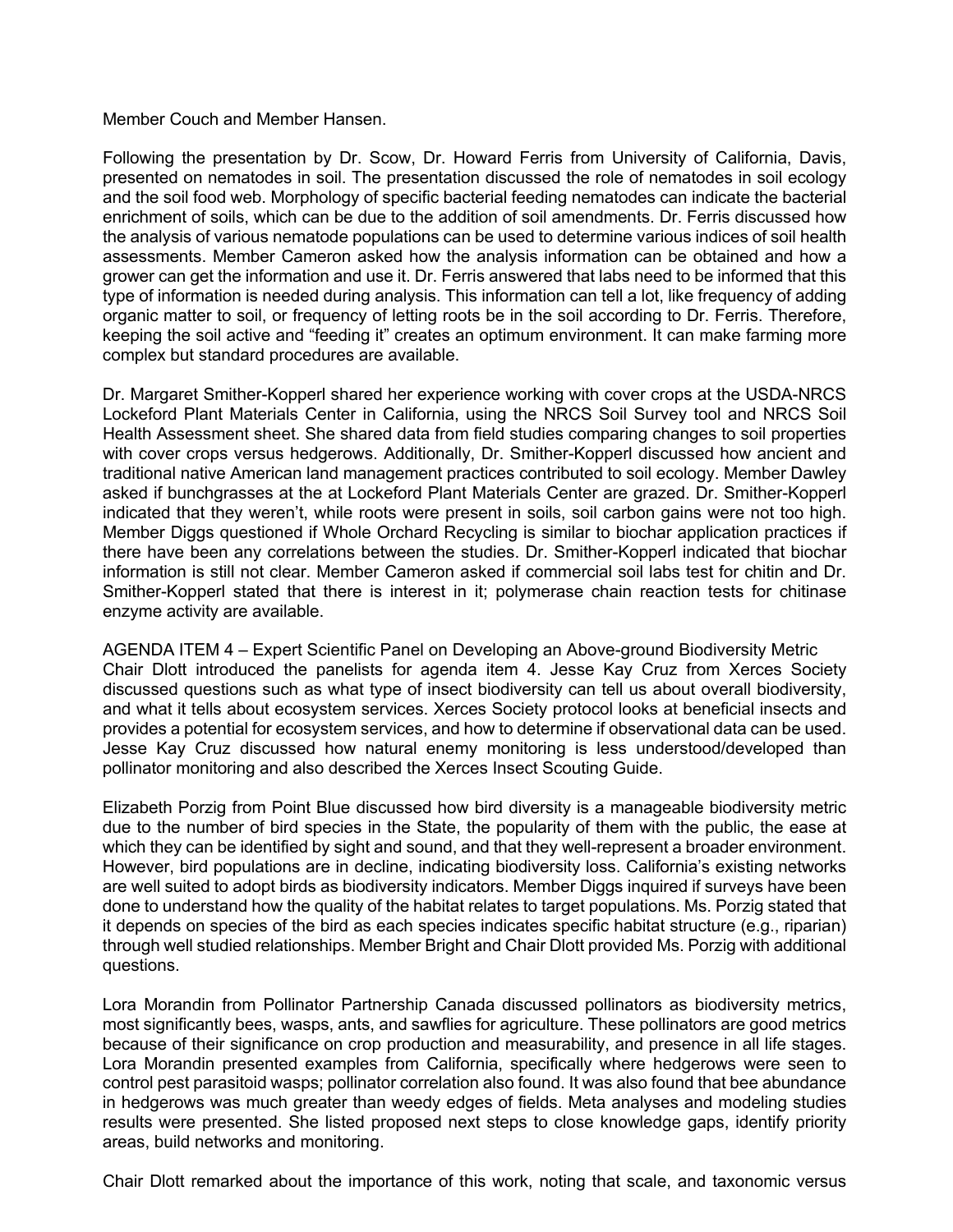Member Couch and Member Hansen.

Following the presentation by Dr. Scow, Dr. Howard Ferris from University of California, Davis, presented on nematodes in soil. The presentation discussed the role of nematodes in soil ecology and the soil food web. Morphology of specific bacterial feeding nematodes can indicate the bacterial enrichment of soils, which can be due to the addition of soil amendments. Dr. Ferris discussed how the analysis of various nematode populations can be used to determine various indices of soil health assessments. Member Cameron asked how the analysis information can be obtained and how a grower can get the information and use it. Dr. Ferris answered that labs need to be informed that this type of information is needed during analysis. This information can tell a lot, like frequency of adding organic matter to soil, or frequency of letting roots be in the soil according to Dr. Ferris. Therefore, keeping the soil active and "feeding it" creates an optimum environment. It can make farming more complex but standard procedures are available.

Dr. Margaret Smither-Kopperl shared her experience working with cover crops at the USDA-NRCS Lockeford Plant Materials Center in California, using the NRCS Soil Survey tool and NRCS Soil Health Assessment sheet. She shared data from field studies comparing changes to soil properties with cover crops versus hedgerows. Additionally, Dr. Smither-Kopperl discussed how ancient and traditional native American land management practices contributed to soil ecology. Member Dawley asked if bunchgrasses at the at Lockeford Plant Materials Center are grazed. Dr. Smither-Kopperl indicated that they weren't, while roots were present in soils, soil carbon gains were not too high. Member Diggs questioned if Whole Orchard Recycling is similar to biochar application practices if there have been any correlations between the studies. Dr. Smither-Kopperl indicated that biochar information is still not clear. Member Cameron asked if commercial soil labs test for chitin and Dr. Smither-Kopperl stated that there is interest in it; polymerase chain reaction tests for chitinase enzyme activity are available.

AGENDA ITEM 4 – Expert Scientific Panel on Developing an Above-ground Biodiversity Metric

Chair Dlott introduced the panelists for agenda item 4. Jesse Kay Cruz from Xerces Society discussed questions such as what type of insect biodiversity can tell us about overall biodiversity, and what it tells about ecosystem services. Xerces Society protocol looks at beneficial insects and provides a potential for ecosystem services, and how to determine if observational data can be used. Jesse Kay Cruz discussed how natural enemy monitoring is less understood/developed than pollinator monitoring and also described the Xerces Insect Scouting Guide.

Elizabeth Porzig from Point Blue discussed how bird diversity is a manageable biodiversity metric due to the number of bird species in the State, the popularity of them with the public, the ease at which they can be identified by sight and sound, and that they well-represent a broader environment. However, bird populations are in decline, indicating biodiversity loss. California's existing networks are well suited to adopt birds as biodiversity indicators. Member Diggs inquired if surveys have been done to understand how the quality of the habitat relates to target populations. Ms. Porzig stated that it depends on species of the bird as each species indicates specific habitat structure (e.g., riparian) through well studied relationships. Member Bright and Chair Dlott provided Ms. Porzig with additional questions.

Lora Morandin from Pollinator Partnership Canada discussed pollinators as biodiversity metrics, most significantly bees, wasps, ants, and sawflies for agriculture. These pollinators are good metrics because of their significance on crop production and measurability, and presence in all life stages. Lora Morandin presented examples from California, specifically where hedgerows were seen to control pest parasitoid wasps; pollinator correlation also found. It was also found that bee abundance in hedgerows was much greater than weedy edges of fields. Meta analyses and modeling studies results were presented. She listed proposed next steps to close knowledge gaps, identify priority areas, build networks and monitoring.

Chair Dlott remarked about the importance of this work, noting that scale, and taxonomic versus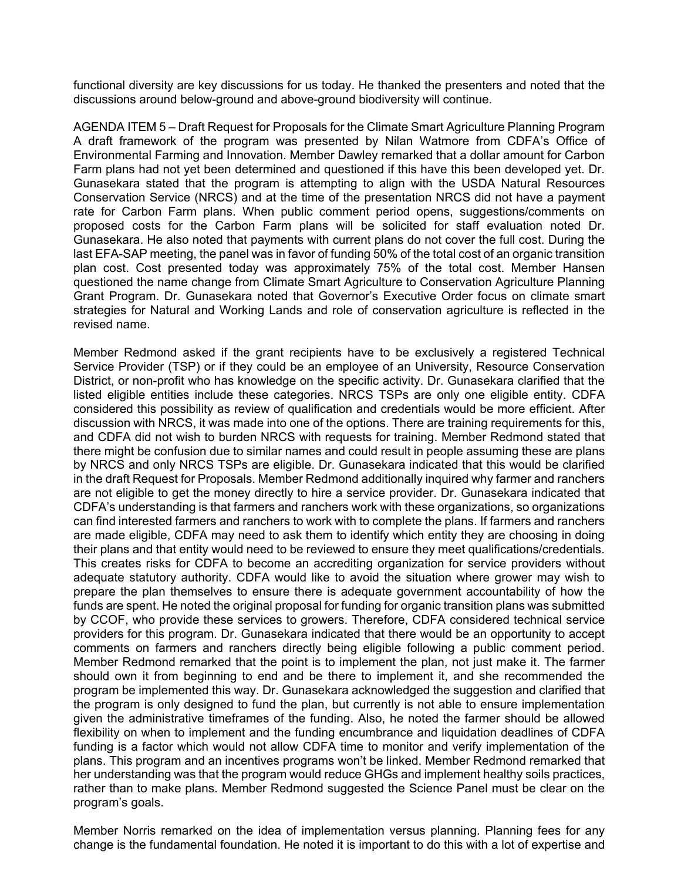functional diversity are key discussions for us today. He thanked the presenters and noted that the discussions around below-ground and above-ground biodiversity will continue.

AGENDA ITEM 5 – Draft Request for Proposals for the Climate Smart Agriculture Planning Program
A draft framework of the program was presented by Nilan Watmore from CDFA's Office of Environmental Farming and Innovation. Member Dawley remarked that a dollar amount for Carbon Farm plans had not yet been determined and questioned if this have this been developed yet. Dr. Gunasekara stated that the program is attempting to align with the USDA Natural Resources Conservation Service (NRCS) and at the time of the presentation NRCS did not have a payment rate for Carbon Farm plans. When public comment period opens, suggestions/comments on proposed costs for the Carbon Farm plans will be solicited for staff evaluation noted Dr. Gunasekara. He also noted that payments with current plans do not cover the full cost. During the last EFA-SAP meeting, the panel was in favor of funding 50% of the total cost of an organic transition plan cost. Cost presented today was approximately 75% of the total cost. Member Hansen questioned the name change from Climate Smart Agriculture to Conservation Agriculture Planning Grant Program. Dr. Gunasekara noted that Governor's Executive Order focus on climate smart strategies for Natural and Working Lands and role of conservation agriculture is reflected in the revised name.

Member Redmond asked if the grant recipients have to be exclusively a registered Technical Service Provider (TSP) or if they could be an employee of an University, Resource Conservation District, or non-profit who has knowledge on the specific activity. Dr. Gunasekara clarified that the listed eligible entities include these categories. NRCS TSPs are only one eligible entity. CDFA considered this possibility as review of qualification and credentials would be more efficient. After discussion with NRCS, it was made into one of the options. There are training requirements for this, and CDFA did not wish to burden NRCS with requests for training. Member Redmond stated that there might be confusion due to similar names and could result in people assuming these are plans by NRCS and only NRCS TSPs are eligible. Dr. Gunasekara indicated that this would be clarified in the draft Request for Proposals. Member Redmond additionally inquired why farmer and ranchers are not eligible to get the money directly to hire a service provider. Dr. Gunasekara indicated that CDFA's understanding is that farmers and ranchers work with these organizations, so organizations can find interested farmers and ranchers to work with to complete the plans. If farmers and ranchers are made eligible, CDFA may need to ask them to identify which entity they are choosing in doing their plans and that entity would need to be reviewed to ensure they meet qualifications/credentials. This creates risks for CDFA to become an accrediting organization for service providers without adequate statutory authority. CDFA would like to avoid the situation where grower may wish to prepare the plan themselves to ensure there is adequate government accountability of how the funds are spent. He noted the original proposal for funding for organic transition plans was submitted by CCOF, who provide these services to growers. Therefore, CDFA considered technical service providers for this program. Dr. Gunasekara indicated that there would be an opportunity to accept comments on farmers and ranchers directly being eligible following a public comment period. Member Redmond remarked that the point is to implement the plan, not just make it. The farmer should own it from beginning to end and be there to implement it, and she recommended the program be implemented this way. Dr. Gunasekara acknowledged the suggestion and clarified that the program is only designed to fund the plan, but currently is not able to ensure implementation given the administrative timeframes of the funding. Also, he noted the farmer should be allowed flexibility on when to implement and the funding encumbrance and liquidation deadlines of CDFA funding is a factor which would not allow CDFA time to monitor and verify implementation of the plans. This program and an incentives programs won't be linked. Member Redmond remarked that her understanding was that the program would reduce GHGs and implement healthy soils practices, rather than to make plans. Member Redmond suggested the Science Panel must be clear on the program's goals.

Member Norris remarked on the idea of implementation versus planning. Planning fees for any change is the fundamental foundation. He noted it is important to do this with a lot of expertise and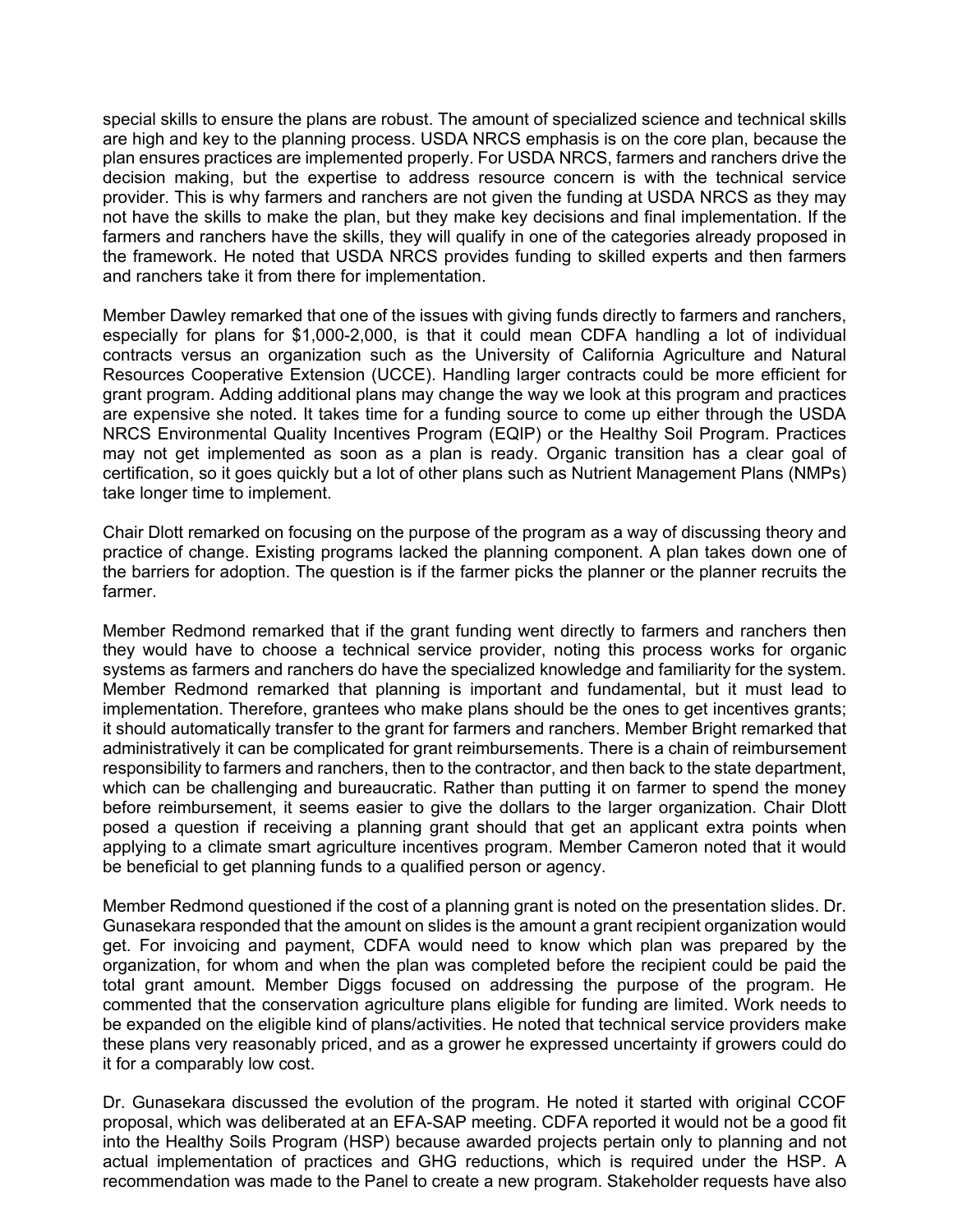special skills to ensure the plans are robust. The amount of specialized science and technical skills are high and key to the planning process. USDA NRCS emphasis is on the core plan, because the plan ensures practices are implemented properly. For USDA NRCS, farmers and ranchers drive the decision making, but the expertise to address resource concern is with the technical service provider. This is why farmers and ranchers are not given the funding at USDA NRCS as they may not have the skills to make the plan, but they make key decisions and final implementation. If the farmers and ranchers have the skills, they will qualify in one of the categories already proposed in the framework. He noted that USDA NRCS provides funding to skilled experts and then farmers and ranchers take it from there for implementation.

Member Dawley remarked that one of the issues with giving funds directly to farmers and ranchers, especially for plans for $1,000-2,000, is that it could mean CDFA handling a lot of individual contracts versus an organization such as the University of California Agriculture and Natural Resources Cooperative Extension (UCCE). Handling larger contracts could be more efficient for grant program. Adding additional plans may change the way we look at this program and practices are expensive she noted. It takes time for a funding source to come up either through the USDA NRCS Environmental Quality Incentives Program (EQIP) or the Healthy Soil Program. Practices may not get implemented as soon as a plan is ready. Organic transition has a clear goal of certification, so it goes quickly but a lot of other plans such as Nutrient Management Plans (NMPs) take longer time to implement.

Chair Dlott remarked on focusing on the purpose of the program as a way of discussing theory and practice of change. Existing programs lacked the planning component. A plan takes down one of the barriers for adoption. The question is if the farmer picks the planner or the planner recruits the farmer.

Member Redmond remarked that if the grant funding went directly to farmers and ranchers then they would have to choose a technical service provider, noting this process works for organic systems as farmers and ranchers do have the specialized knowledge and familiarity for the system. Member Redmond remarked that planning is important and fundamental, but it must lead to implementation. Therefore, grantees who make plans should be the ones to get incentives grants; it should automatically transfer to the grant for farmers and ranchers. Member Bright remarked that administratively it can be complicated for grant reimbursements. There is a chain of reimbursement responsibility to farmers and ranchers, then to the contractor, and then back to the state department, which can be challenging and bureaucratic. Rather than putting it on farmer to spend the money before reimbursement, it seems easier to give the dollars to the larger organization. Chair Dlott posed a question if receiving a planning grant should that get an applicant extra points when applying to a climate smart agriculture incentives program. Member Cameron noted that it would be beneficial to get planning funds to a qualified person or agency.

Member Redmond questioned if the cost of a planning grant is noted on the presentation slides. Dr. Gunasekara responded that the amount on slides is the amount a grant recipient organization would get. For invoicing and payment, CDFA would need to know which plan was prepared by the organization, for whom and when the plan was completed before the recipient could be paid the total grant amount. Member Diggs focused on addressing the purpose of the program. He commented that the conservation agriculture plans eligible for funding are limited. Work needs to be expanded on the eligible kind of plans/activities. He noted that technical service providers make these plans very reasonably priced, and as a grower he expressed uncertainty if growers could do it for a comparably low cost.

Dr. Gunasekara discussed the evolution of the program. He noted it started with original CCOF proposal, which was deliberated at an EFA-SAP meeting. CDFA reported it would not be a good fit into the Healthy Soils Program (HSP) because awarded projects pertain only to planning and not actual implementation of practices and GHG reductions, which is required under the HSP. A recommendation was made to the Panel to create a new program. Stakeholder requests have also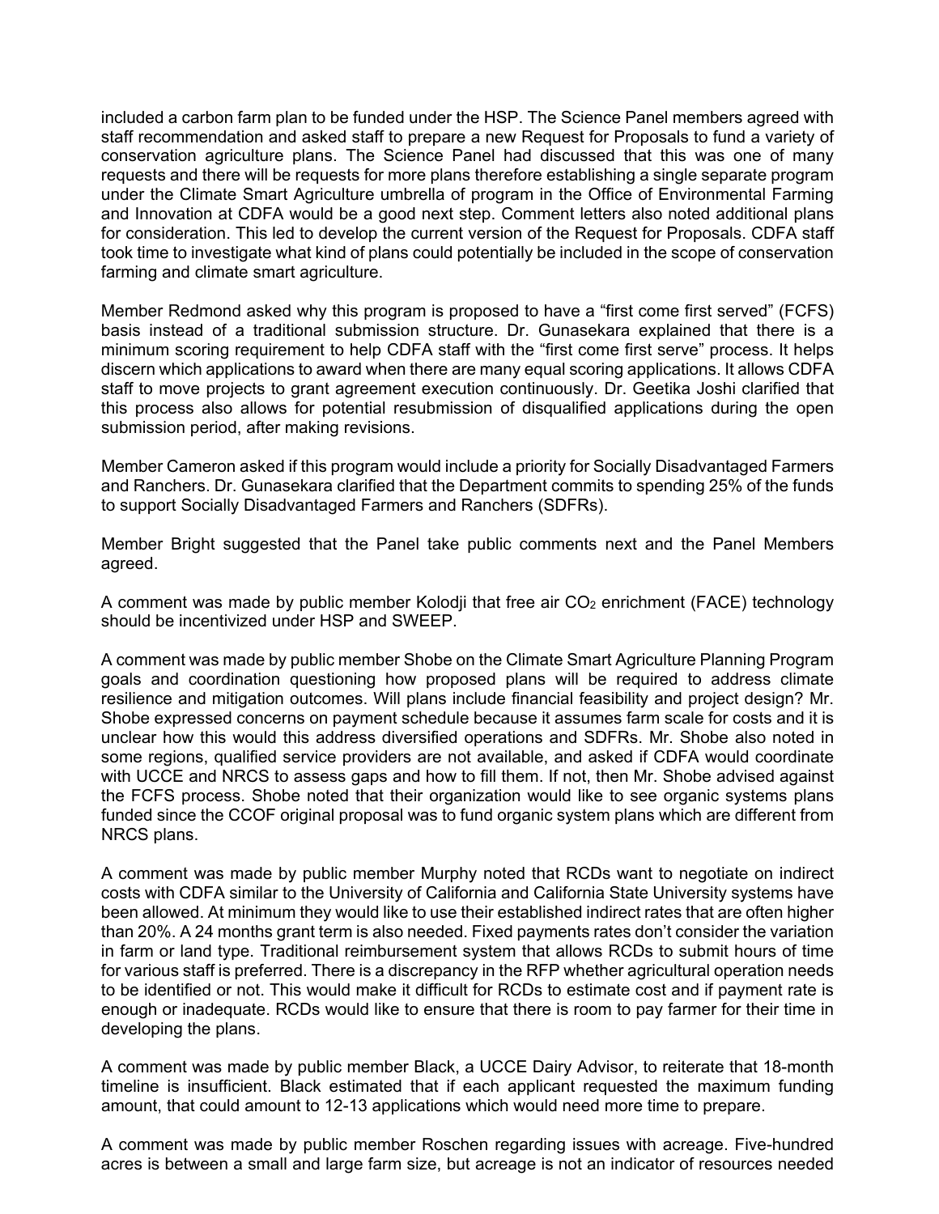included a carbon farm plan to be funded under the HSP. The Science Panel members agreed with staff recommendation and asked staff to prepare a new Request for Proposals to fund a variety of conservation agriculture plans. The Science Panel had discussed that this was one of many requests and there will be requests for more plans therefore establishing a single separate program under the Climate Smart Agriculture umbrella of program in the Office of Environmental Farming and Innovation at CDFA would be a good next step. Comment letters also noted additional plans for consideration. This led to develop the current version of the Request for Proposals. CDFA staff took time to investigate what kind of plans could potentially be included in the scope of conservation farming and climate smart agriculture.

Member Redmond asked why this program is proposed to have a "first come first served" (FCFS) basis instead of a traditional submission structure. Dr. Gunasekara explained that there is a minimum scoring requirement to help CDFA staff with the "first come first serve" process. It helps discern which applications to award when there are many equal scoring applications. It allows CDFA staff to move projects to grant agreement execution continuously. Dr. Geetika Joshi clarified that this process also allows for potential resubmission of disqualified applications during the open submission period, after making revisions.

Member Cameron asked if this program would include a priority for Socially Disadvantaged Farmers and Ranchers. Dr. Gunasekara clarified that the Department commits to spending 25% of the funds to support Socially Disadvantaged Farmers and Ranchers (SDFRs).

Member Bright suggested that the Panel take public comments next and the Panel Members agreed.

A comment was made by public member Kolodji that free air $CO_2$ enrichment (FACE) technology should be incentivized under HSP and SWEEP.

A comment was made by public member Shobe on the Climate Smart Agriculture Planning Program goals and coordination questioning how proposed plans will be required to address climate resilience and mitigation outcomes. Will plans include financial feasibility and project design? Mr. Shobe expressed concerns on payment schedule because it assumes farm scale for costs and it is unclear how this would this address diversified operations and SDFRs. Mr. Shobe also noted in some regions, qualified service providers are not available, and asked if CDFA would coordinate with UCCE and NRCS to assess gaps and how to fill them. If not, then Mr. Shobe advised against the FCFS process. Shobe noted that their organization would like to see organic systems plans funded since the CCOF original proposal was to fund organic system plans which are different from NRCS plans.

A comment was made by public member Murphy noted that RCDs want to negotiate on indirect costs with CDFA similar to the University of California and California State University systems have been allowed. At minimum they would like to use their established indirect rates that are often higher than 20%. A 24 months grant term is also needed. Fixed payments rates don't consider the variation in farm or land type. Traditional reimbursement system that allows RCDs to submit hours of time for various staff is preferred. There is a discrepancy in the RFP whether agricultural operation needs to be identified or not. This would make it difficult for RCDs to estimate cost and if payment rate is enough or inadequate. RCDs would like to ensure that there is room to pay farmer for their time in developing the plans.

A comment was made by public member Black, a UCCE Dairy Advisor, to reiterate that 18-month timeline is insufficient. Black estimated that if each applicant requested the maximum funding amount, that could amount to 12-13 applications which would need more time to prepare.

A comment was made by public member Roschen regarding issues with acreage. Five-hundred acres is between a small and large farm size, but acreage is not an indicator of resources needed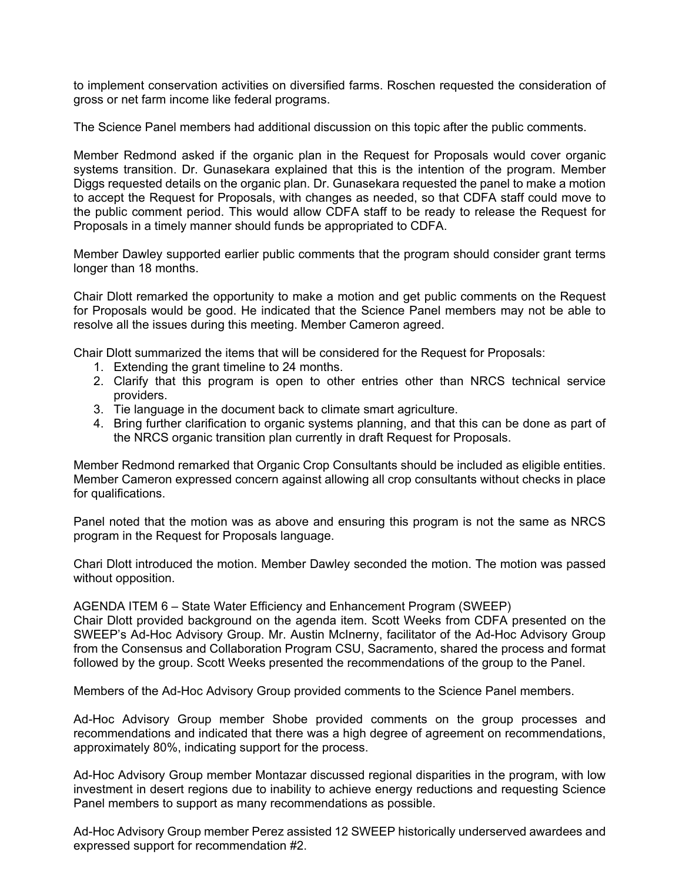to implement conservation activities on diversified farms. Roschen requested the consideration of gross or net farm income like federal programs.

The Science Panel members had additional discussion on this topic after the public comments.

Member Redmond asked if the organic plan in the Request for Proposals would cover organic systems transition. Dr. Gunasekara explained that this is the intention of the program. Member Diggs requested details on the organic plan. Dr. Gunasekara requested the panel to make a motion to accept the Request for Proposals, with changes as needed, so that CDFA staff could move to the public comment period. This would allow CDFA staff to be ready to release the Request for Proposals in a timely manner should funds be appropriated to CDFA.

Member Dawley supported earlier public comments that the program should consider grant terms longer than 18 months.

Chair Dlott remarked the opportunity to make a motion and get public comments on the Request for Proposals would be good. He indicated that the Science Panel members may not be able to resolve all the issues during this meeting. Member Cameron agreed.

Chair Dlott summarized the items that will be considered for the Request for Proposals:

1. Extending the grant timeline to 24 months.
2. Clarify that this program is open to other entries other than NRCS technical service providers.
3. Tie language in the document back to climate smart agriculture.
4. Bring further clarification to organic systems planning, and that this can be done as part of the NRCS organic transition plan currently in draft Request for Proposals.

Member Redmond remarked that Organic Crop Consultants should be included as eligible entities. Member Cameron expressed concern against allowing all crop consultants without checks in place for qualifications.

Panel noted that the motion was as above and ensuring this program is not the same as NRCS program in the Request for Proposals language.

Chari Dlott introduced the motion. Member Dawley seconded the motion. The motion was passed without opposition.

AGENDA ITEM 6 – State Water Efficiency and Enhancement Program (SWEEP)
Chair Dlott provided background on the agenda item. Scott Weeks from CDFA presented on the SWEEP's Ad-Hoc Advisory Group. Mr. Austin McInerny, facilitator of the Ad-Hoc Advisory Group from the Consensus and Collaboration Program CSU, Sacramento, shared the process and format followed by the group. Scott Weeks presented the recommendations of the group to the Panel.

Members of the Ad-Hoc Advisory Group provided comments to the Science Panel members.

Ad-Hoc Advisory Group member Shobe provided comments on the group processes and recommendations and indicated that there was a high degree of agreement on recommendations, approximately 80%, indicating support for the process.

Ad-Hoc Advisory Group member Montazar discussed regional disparities in the program, with low investment in desert regions due to inability to achieve energy reductions and requesting Science Panel members to support as many recommendations as possible.

Ad-Hoc Advisory Group member Perez assisted 12 SWEEP historically underserved awardees and expressed support for recommendation #2.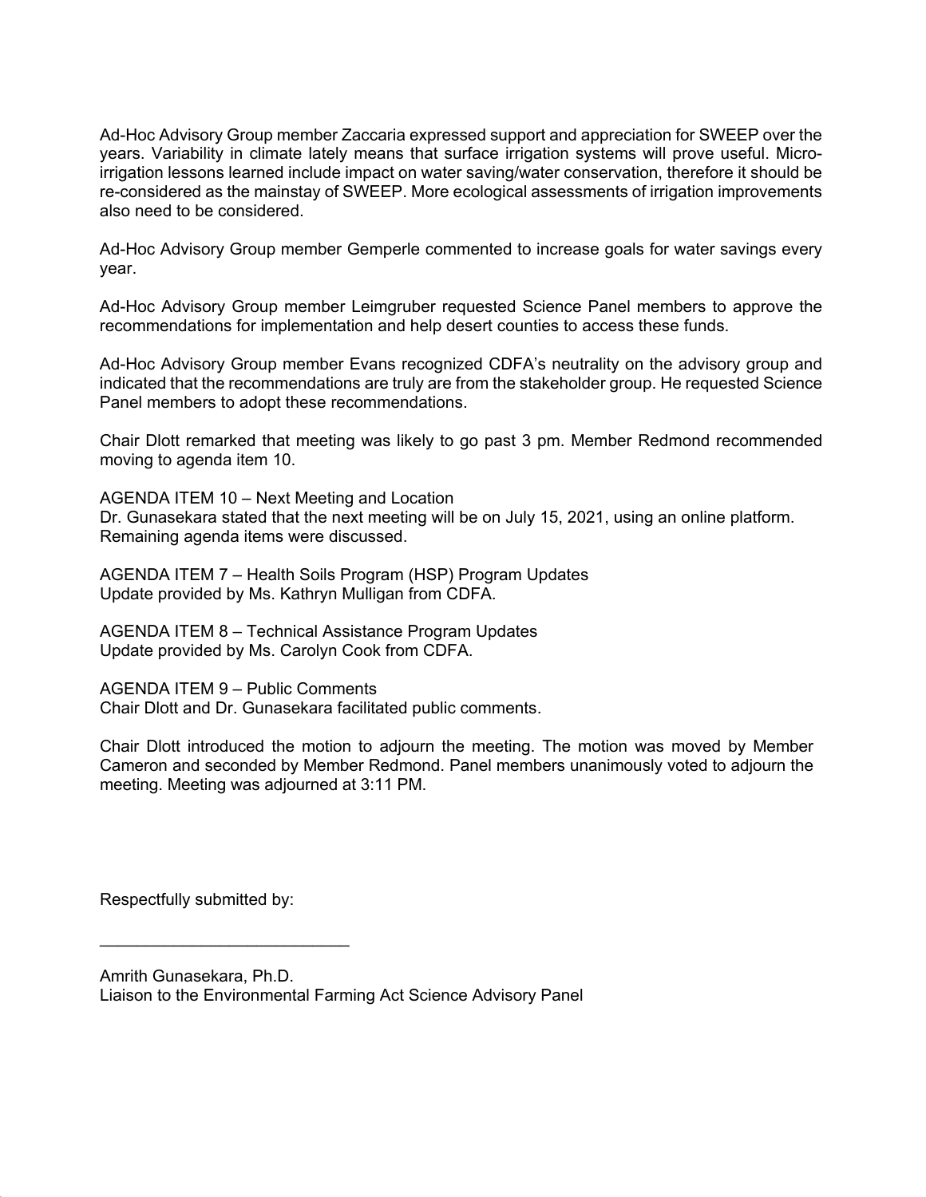Ad-Hoc Advisory Group member Zaccaria expressed support and appreciation for SWEEP over the years. Variability in climate lately means that surface irrigation systems will prove useful. Micro-irrigation lessons learned include impact on water saving/water conservation, therefore it should be re-considered as the mainstay of SWEEP. More ecological assessments of irrigation improvements also need to be considered.

Ad-Hoc Advisory Group member Gemperle commented to increase goals for water savings every year.

Ad-Hoc Advisory Group member Leimgruber requested Science Panel members to approve the recommendations for implementation and help desert counties to access these funds.

Ad-Hoc Advisory Group member Evans recognized CDFA's neutrality on the advisory group and indicated that the recommendations are truly are from the stakeholder group. He requested Science Panel members to adopt these recommendations.

Chair Dlott remarked that meeting was likely to go past 3 pm. Member Redmond recommended moving to agenda item 10.

AGENDA ITEM 10 – Next Meeting and Location
Dr. Gunasekara stated that the next meeting will be on July 15, 2021, using an online platform. Remaining agenda items were discussed.

AGENDA ITEM 7 – Health Soils Program (HSP) Program Updates
Update provided by Ms. Kathryn Mulligan from CDFA.

AGENDA ITEM 8 – Technical Assistance Program Updates
Update provided by Ms. Carolyn Cook from CDFA.

AGENDA ITEM 9 – Public Comments
Chair Dlott and Dr. Gunasekara facilitated public comments.

Chair Dlott introduced the motion to adjourn the meeting. The motion was moved by Member Cameron and seconded by Member Redmond. Panel members unanimously voted to adjourn the meeting. Meeting was adjourned at 3:11 PM.

Respectfully submitted by:

\_\_\_\_\_\_\_\_\_\_\_\_\_\_\_\_\_\_\_\_\_\_\_\_\_\_\_\_

Amrith Gunasekara, Ph.D.
Liaison to the Environmental Farming Act Science Advisory Panel